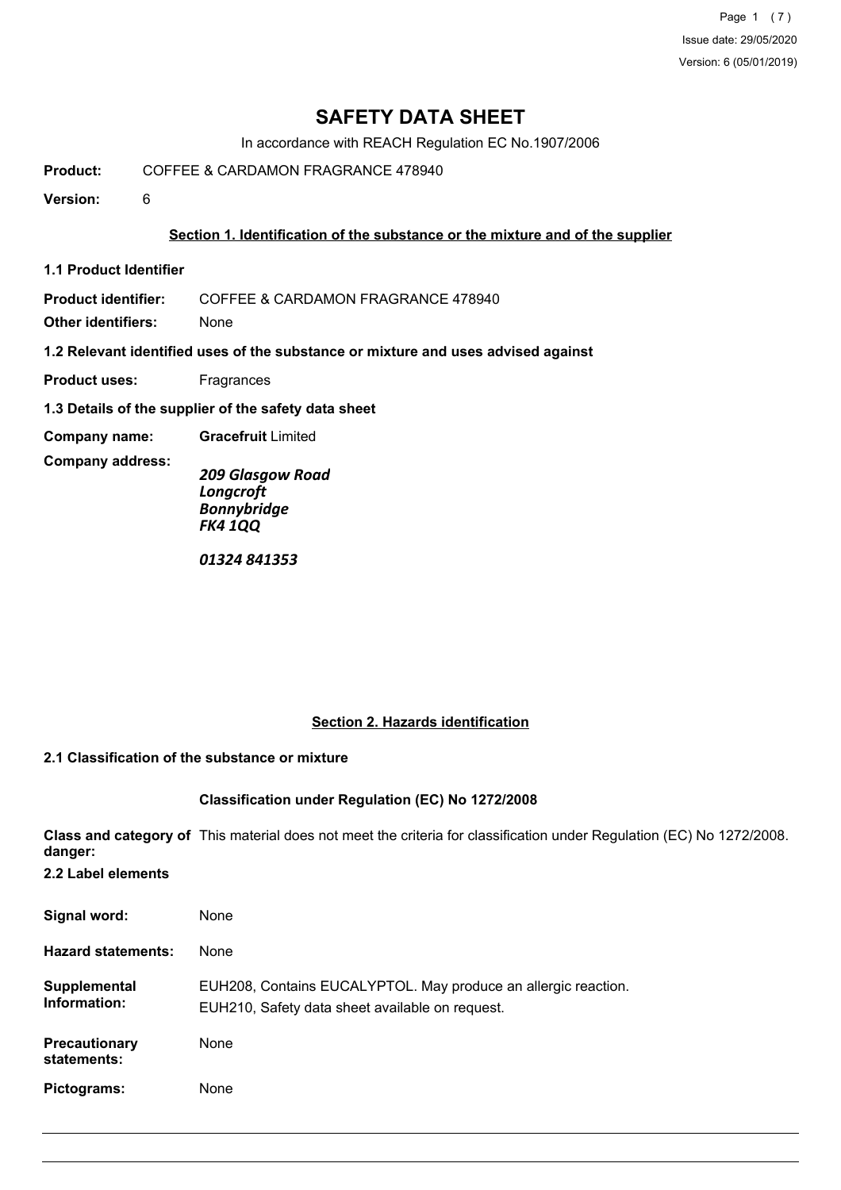# SAFETY DATA SHEET

In accordance with REACH Regulation EC No.1907/2006

**Product:** COFFEE & CARDAMON FRAGRANCE 478940

**Version:** 6

## Section 1. Identification of the substance or the mixture and of the supplier

### 1.1 Product Identifier

**Product identifier:** COFFEE & CARDAMON FRAGRANCE 478940

**Other identifiers:** None

### 1.2 Relevant identified uses of the substance or mixture and uses advised against

**Product uses:** Fragrances

### 1.3 Details of the supplier of the safety data sheet

**Company name:** **Gracefruit** Limited

**Company address:**

***209 Glasgow Road***
***Longcroft***
***Bonnybridge***
***FK4 1QQ***

***01324 841353***

## Section 2. Hazards identification

### 2.1 Classification of the substance or mixture

**Classification under Regulation (EC) No 1272/2008**

**Class and category of danger:** This material does not meet the criteria for classification under Regulation (EC) No 1272/2008.

### 2.2 Label elements

**Signal word:** None

**Hazard statements:** None

**Supplemental Information:** EUH208, Contains EUCALYPTOL. May produce an allergic reaction.
EUH210, Safety data sheet available on request.

**Precautionary statements:** None

**Pictograms:** None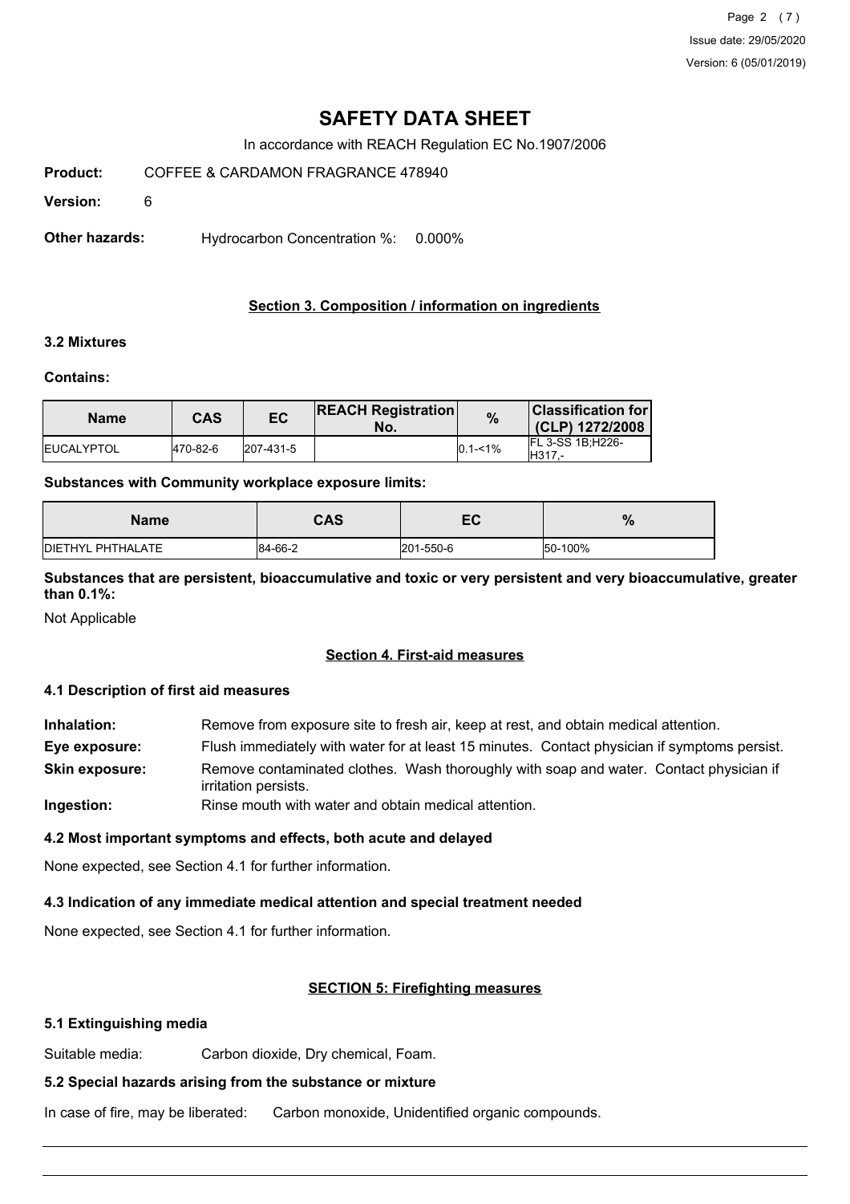# SAFETY DATA SHEET

In accordance with REACH Regulation EC No.1907/2006

**Product:** COFFEE & CARDAMON FRAGRANCE 478940

**Version:** 6

**Other hazards:** Hydrocarbon Concentration %: 0.000%

## Section 3. Composition / information on ingredients

### 3.2 Mixtures

**Contains:**

| Name | CAS | EC | REACH Registration No. | % | Classification for (CLP) 1272/2008 |
|---|---|---|---|---|---|
| EUCALYPTOL | 470-82-6 | 207-431-5 | | 0.1-<1% | FL 3-SS 1B;H226-H317,- |

**Substances with Community workplace exposure limits:**

| Name | CAS | EC | % |
|---|---|---|---|
| DIETHYL PHTHALATE | 84-66-2 | 201-550-6 | 50-100% |

**Substances that are persistent, bioaccumulative and toxic or very persistent and very bioaccumulative, greater than 0.1%:**

Not Applicable

## Section 4. First-aid measures

### 4.1 Description of first aid measures

**Inhalation:** Remove from exposure site to fresh air, keep at rest, and obtain medical attention.

**Eye exposure:** Flush immediately with water for at least 15 minutes. Contact physician if symptoms persist.

**Skin exposure:** Remove contaminated clothes. Wash thoroughly with soap and water. Contact physician if irritation persists.

**Ingestion:** Rinse mouth with water and obtain medical attention.

### 4.2 Most important symptoms and effects, both acute and delayed

None expected, see Section 4.1 for further information.

### 4.3 Indication of any immediate medical attention and special treatment needed

None expected, see Section 4.1 for further information.

## SECTION 5: Firefighting measures

### 5.1 Extinguishing media

Suitable media: Carbon dioxide, Dry chemical, Foam.

### 5.2 Special hazards arising from the substance or mixture

In case of fire, may be liberated: Carbon monoxide, Unidentified organic compounds.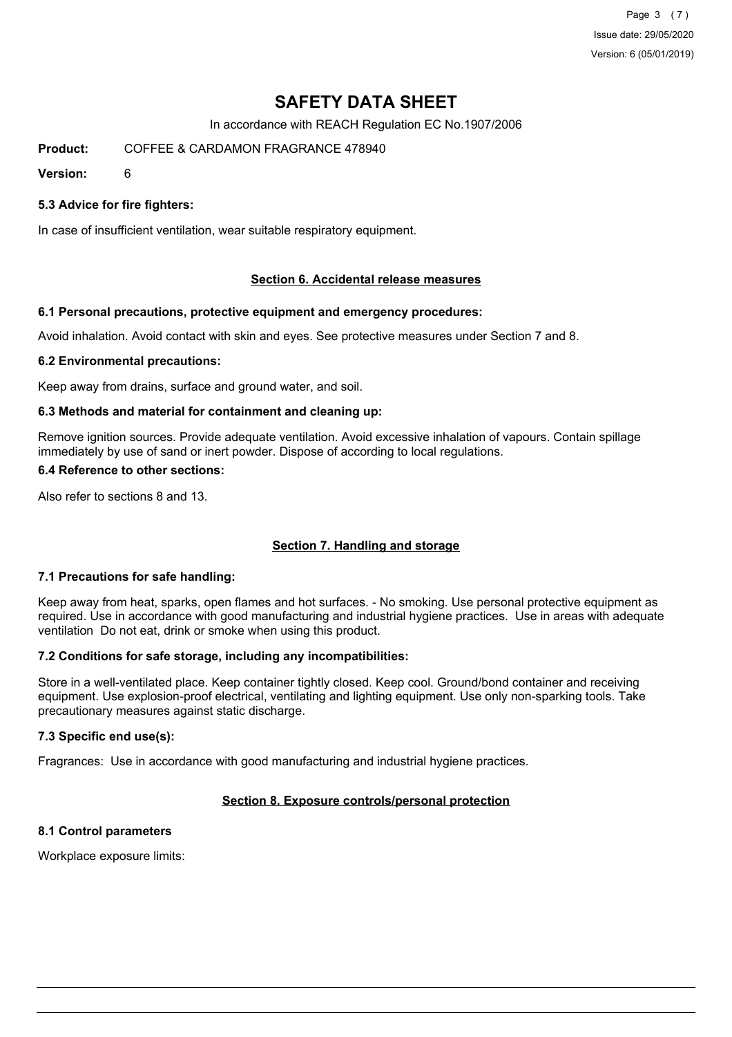# SAFETY DATA SHEET

In accordance with REACH Regulation EC No.1907/2006

**Product:** COFFEE & CARDAMON FRAGRANCE 478940

**Version:** 6

### 5.3 Advice for fire fighters:

In case of insufficient ventilation, wear suitable respiratory equipment.

## Section 6. Accidental release measures

### 6.1 Personal precautions, protective equipment and emergency procedures:

Avoid inhalation. Avoid contact with skin and eyes. See protective measures under Section 7 and 8.

### 6.2 Environmental precautions:

Keep away from drains, surface and ground water, and soil.

### 6.3 Methods and material for containment and cleaning up:

Remove ignition sources. Provide adequate ventilation. Avoid excessive inhalation of vapours. Contain spillage immediately by use of sand or inert powder. Dispose of according to local regulations.

### 6.4 Reference to other sections:

Also refer to sections 8 and 13.

## Section 7. Handling and storage

### 7.1 Precautions for safe handling:

Keep away from heat, sparks, open flames and hot surfaces. - No smoking. Use personal protective equipment as required. Use in accordance with good manufacturing and industrial hygiene practices. Use in areas with adequate ventilation Do not eat, drink or smoke when using this product.

### 7.2 Conditions for safe storage, including any incompatibilities:

Store in a well-ventilated place. Keep container tightly closed. Keep cool. Ground/bond container and receiving equipment. Use explosion-proof electrical, ventilating and lighting equipment. Use only non-sparking tools. Take precautionary measures against static discharge.

### 7.3 Specific end use(s):

Fragrances: Use in accordance with good manufacturing and industrial hygiene practices.

## Section 8. Exposure controls/personal protection

### 8.1 Control parameters

Workplace exposure limits: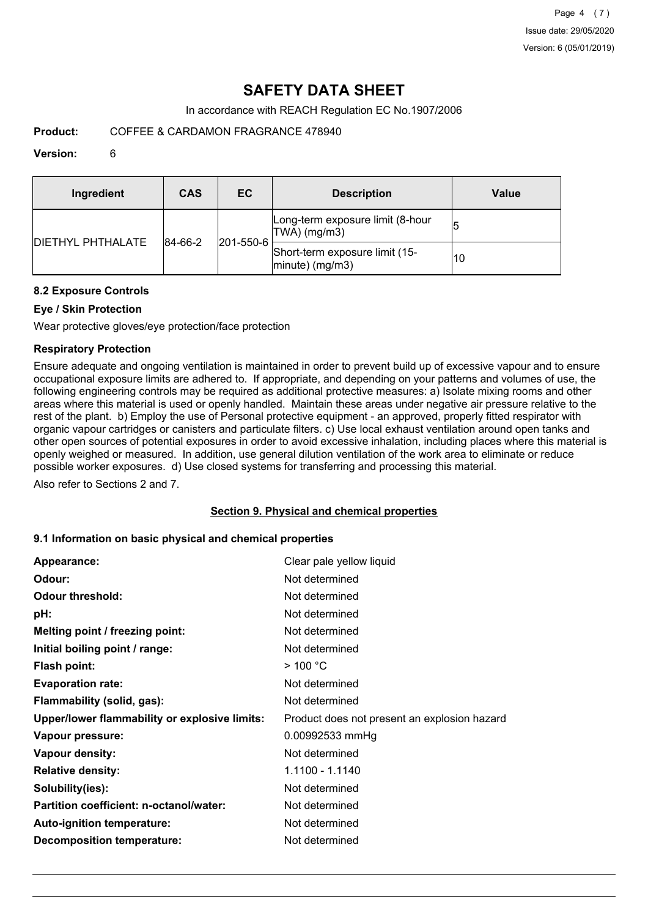# SAFETY DATA SHEET

In accordance with REACH Regulation EC No.1907/2006

**Product:** COFFEE & CARDAMON FRAGRANCE 478940

**Version:** 6

| Ingredient | CAS | EC | Description | Value |
|---|---|---|---|---|
| DIETHYL PHTHALATE | 84-66-2 | 201-550-6 | Long-term exposure limit (8-hour TWA) (mg/m3) | 5 |
| | | | Short-term exposure limit (15-minute) (mg/m3) | 10 |

### 8.2 Exposure Controls

**Eye / Skin Protection**

Wear protective gloves/eye protection/face protection

**Respiratory Protection**

Ensure adequate and ongoing ventilation is maintained in order to prevent build up of excessive vapour and to ensure occupational exposure limits are adhered to. If appropriate, and depending on your patterns and volumes of use, the following engineering controls may be required as additional protective measures: a) Isolate mixing rooms and other areas where this material is used or openly handled. Maintain these areas under negative air pressure relative to the rest of the plant. b) Employ the use of Personal protective equipment - an approved, properly fitted respirator with organic vapour cartridges or canisters and particulate filters. c) Use local exhaust ventilation around open tanks and other open sources of potential exposures in order to avoid excessive inhalation, including places where this material is openly weighed or measured. In addition, use general dilution ventilation of the work area to eliminate or reduce possible worker exposures. d) Use closed systems for transferring and processing this material.

Also refer to Sections 2 and 7.

## Section 9. Physical and chemical properties

### 9.1 Information on basic physical and chemical properties

| | |
|---|---|
| **Appearance:** | Clear pale yellow liquid |
| **Odour:** | Not determined |
| **Odour threshold:** | Not determined |
| **pH:** | Not determined |
| **Melting point / freezing point:** | Not determined |
| **Initial boiling point / range:** | Not determined |
| **Flash point:** | > 100 °C |
| **Evaporation rate:** | Not determined |
| **Flammability (solid, gas):** | Not determined |
| **Upper/lower flammability or explosive limits:** | Product does not present an explosion hazard |
| **Vapour pressure:** | 0.00992533 mmHg |
| **Vapour density:** | Not determined |
| **Relative density:** | 1.1100 - 1.1140 |
| **Solubility(ies):** | Not determined |
| **Partition coefficient: n-octanol/water:** | Not determined |
| **Auto-ignition temperature:** | Not determined |
| **Decomposition temperature:** | Not determined |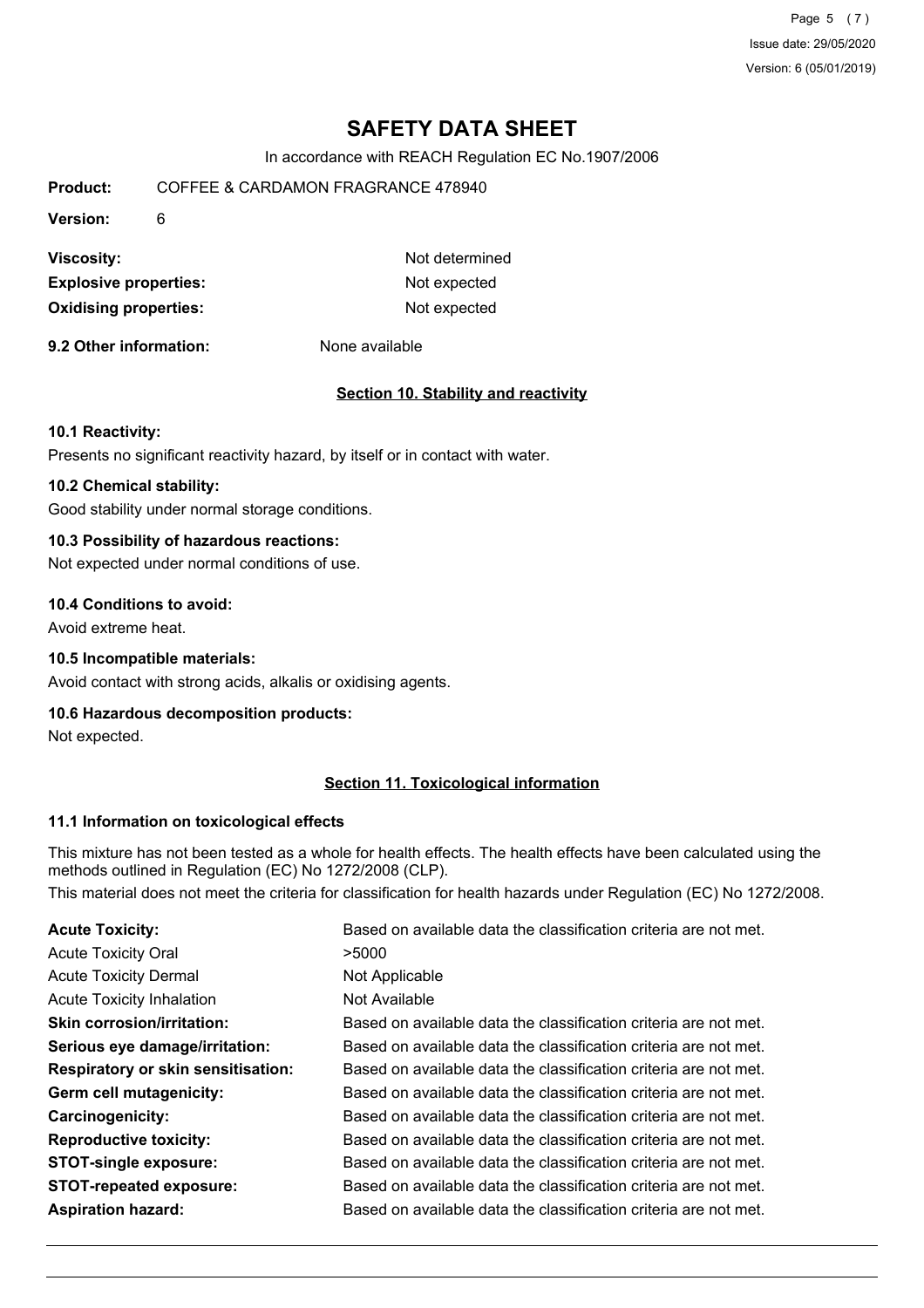# SAFETY DATA SHEET

In accordance with REACH Regulation EC No.1907/2006

**Product:** COFFEE & CARDAMON FRAGRANCE 478940

**Version:** 6

| | |
|---|---|
| **Viscosity:** | Not determined |
| **Explosive properties:** | Not expected |
| **Oxidising properties:** | Not expected |

**9.2 Other information:** None available

## Section 10. Stability and reactivity

### 10.1 Reactivity:

Presents no significant reactivity hazard, by itself or in contact with water.

### 10.2 Chemical stability:

Good stability under normal storage conditions.

### 10.3 Possibility of hazardous reactions:

Not expected under normal conditions of use.

### 10.4 Conditions to avoid:

Avoid extreme heat.

### 10.5 Incompatible materials:

Avoid contact with strong acids, alkalis or oxidising agents.

### 10.6 Hazardous decomposition products:

Not expected.

## Section 11. Toxicological information

### 11.1 Information on toxicological effects

This mixture has not been tested as a whole for health effects. The health effects have been calculated using the methods outlined in Regulation (EC) No 1272/2008 (CLP).

This material does not meet the criteria for classification for health hazards under Regulation (EC) No 1272/2008.

| | |
|---|---|
| **Acute Toxicity:** | Based on available data the classification criteria are not met. |
| Acute Toxicity Oral | >5000 |
| Acute Toxicity Dermal | Not Applicable |
| Acute Toxicity Inhalation | Not Available |
| **Skin corrosion/irritation:** | Based on available data the classification criteria are not met. |
| **Serious eye damage/irritation:** | Based on available data the classification criteria are not met. |
| **Respiratory or skin sensitisation:** | Based on available data the classification criteria are not met. |
| **Germ cell mutagenicity:** | Based on available data the classification criteria are not met. |
| **Carcinogenicity:** | Based on available data the classification criteria are not met. |
| **Reproductive toxicity:** | Based on available data the classification criteria are not met. |
| **STOT-single exposure:** | Based on available data the classification criteria are not met. |
| **STOT-repeated exposure:** | Based on available data the classification criteria are not met. |
| **Aspiration hazard:** | Based on available data the classification criteria are not met. |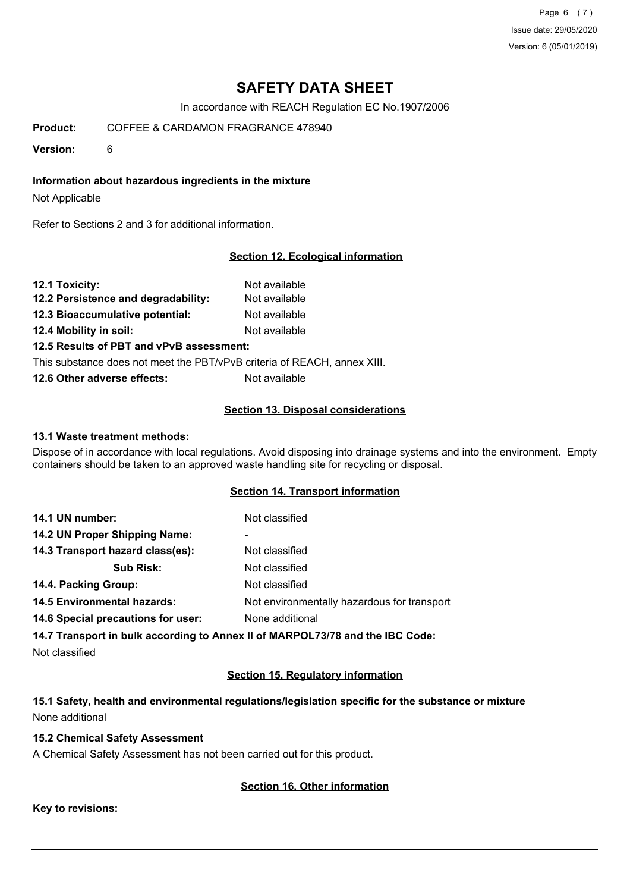**Information about hazardous ingredients in the mixture**

Not Applicable

Refer to Sections 2 and 3 for additional information.

## Section 12. Ecological information

**12.1 Toxicity:** Not available

**12.2 Persistence and degradability:** Not available

**12.3 Bioaccumulative potential:** Not available

**12.4 Mobility in soil:** Not available

**12.5 Results of PBT and vPvB assessment:**

This substance does not meet the PBT/vPvB criteria of REACH, annex XIII.

**12.6 Other adverse effects:** Not available

## Section 13. Disposal considerations

**13.1 Waste treatment methods:**

Dispose of in accordance with local regulations. Avoid disposing into drainage systems and into the environment. Empty containers should be taken to an approved waste handling site for recycling or disposal.

## Section 14. Transport information

**14.1 UN number:** Not classified

**14.2 UN Proper Shipping Name:** -

**14.3 Transport hazard class(es):** Not classified

**Sub Risk:** Not classified

**14.4. Packing Group:** Not classified

**14.5 Environmental hazards:** Not environmentally hazardous for transport

**14.6 Special precautions for user:** None additional

**14.7 Transport in bulk according to Annex II of MARPOL73/78 and the IBC Code:**

Not classified

## Section 15. Regulatory information

**15.1 Safety, health and environmental regulations/legislation specific for the substance or mixture**

None additional

**15.2 Chemical Safety Assessment**

A Chemical Safety Assessment has not been carried out for this product.

## Section 16. Other information

**Key to revisions:**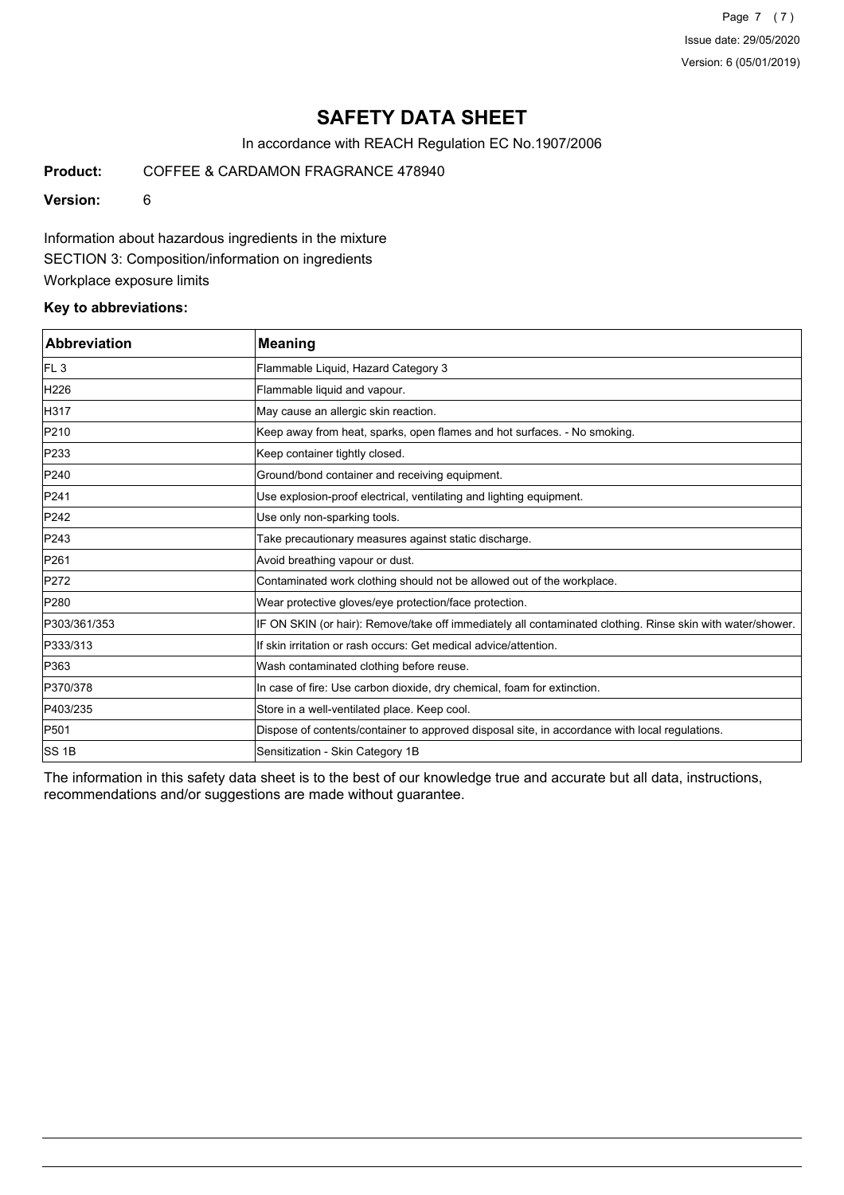# SAFETY DATA SHEET

In accordance with REACH Regulation EC No.1907/2006

**Product:** COFFEE & CARDAMON FRAGRANCE 478940

**Version:** 6

Information about hazardous ingredients in the mixture

SECTION 3: Composition/information on ingredients

Workplace exposure limits

**Key to abbreviations:**

| Abbreviation | Meaning |
|---|---|
| FL 3 | Flammable Liquid, Hazard Category 3 |
| H226 | Flammable liquid and vapour. |
| H317 | May cause an allergic skin reaction. |
| P210 | Keep away from heat, sparks, open flames and hot surfaces. - No smoking. |
| P233 | Keep container tightly closed. |
| P240 | Ground/bond container and receiving equipment. |
| P241 | Use explosion-proof electrical, ventilating and lighting equipment. |
| P242 | Use only non-sparking tools. |
| P243 | Take precautionary measures against static discharge. |
| P261 | Avoid breathing vapour or dust. |
| P272 | Contaminated work clothing should not be allowed out of the workplace. |
| P280 | Wear protective gloves/eye protection/face protection. |
| P303/361/353 | IF ON SKIN (or hair): Remove/take off immediately all contaminated clothing. Rinse skin with water/shower. |
| P333/313 | If skin irritation or rash occurs: Get medical advice/attention. |
| P363 | Wash contaminated clothing before reuse. |
| P370/378 | In case of fire: Use carbon dioxide, dry chemical, foam for extinction. |
| P403/235 | Store in a well-ventilated place. Keep cool. |
| P501 | Dispose of contents/container to approved disposal site, in accordance with local regulations. |
| SS 1B | Sensitization - Skin Category 1B |

The information in this safety data sheet is to the best of our knowledge true and accurate but all data, instructions, recommendations and/or suggestions are made without guarantee.